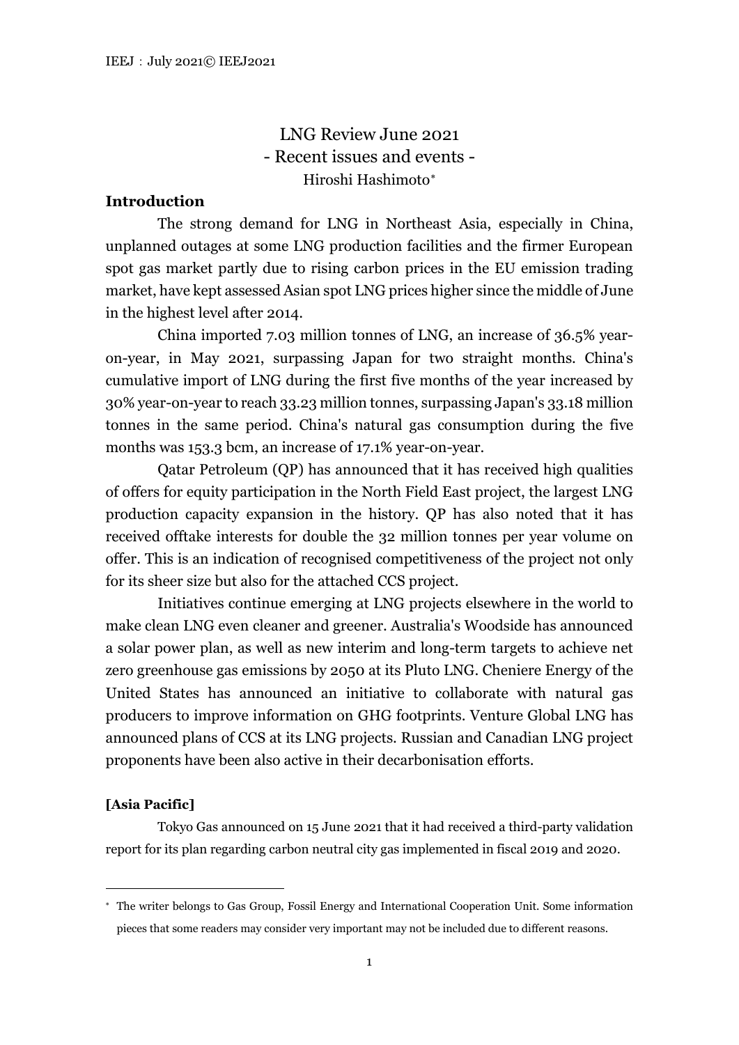# LNG Review June 2021
## - Recent issues and events -

Hiroshi Hashimoto[*]

### Introduction

The strong demand for LNG in Northeast Asia, especially in China, unplanned outages at some LNG production facilities and the firmer European spot gas market partly due to rising carbon prices in the EU emission trading market, have kept assessed Asian spot LNG prices higher since the middle of June in the highest level after 2014.

China imported 7.03 million tonnes of LNG, an increase of 36.5% year-on-year, in May 2021, surpassing Japan for two straight months. China's cumulative import of LNG during the first five months of the year increased by 30% year-on-year to reach 33.23 million tonnes, surpassing Japan's 33.18 million tonnes in the same period. China's natural gas consumption during the five months was 153.3 bcm, an increase of 17.1% year-on-year.

Qatar Petroleum (QP) has announced that it has received high qualities of offers for equity participation in the North Field East project, the largest LNG production capacity expansion in the history. QP has also noted that it has received offtake interests for double the 32 million tonnes per year volume on offer. This is an indication of recognised competitiveness of the project not only for its sheer size but also for the attached CCS project.

Initiatives continue emerging at LNG projects elsewhere in the world to make clean LNG even cleaner and greener. Australia's Woodside has announced a solar power plan, as well as new interim and long-term targets to achieve net zero greenhouse gas emissions by 2050 at its Pluto LNG. Cheniere Energy of the United States has announced an initiative to collaborate with natural gas producers to improve information on GHG footprints. Venture Global LNG has announced plans of CCS at its LNG projects. Russian and Canadian LNG project proponents have been also active in their decarbonisation efforts.

### [Asia Pacific]

Tokyo Gas announced on 15 June 2021 that it had received a third-party validation report for its plan regarding carbon neutral city gas implemented in fiscal 2019 and 2020.

---

[*] The writer belongs to Gas Group, Fossil Energy and International Cooperation Unit. Some information pieces that some readers may consider very important may not be included due to different reasons.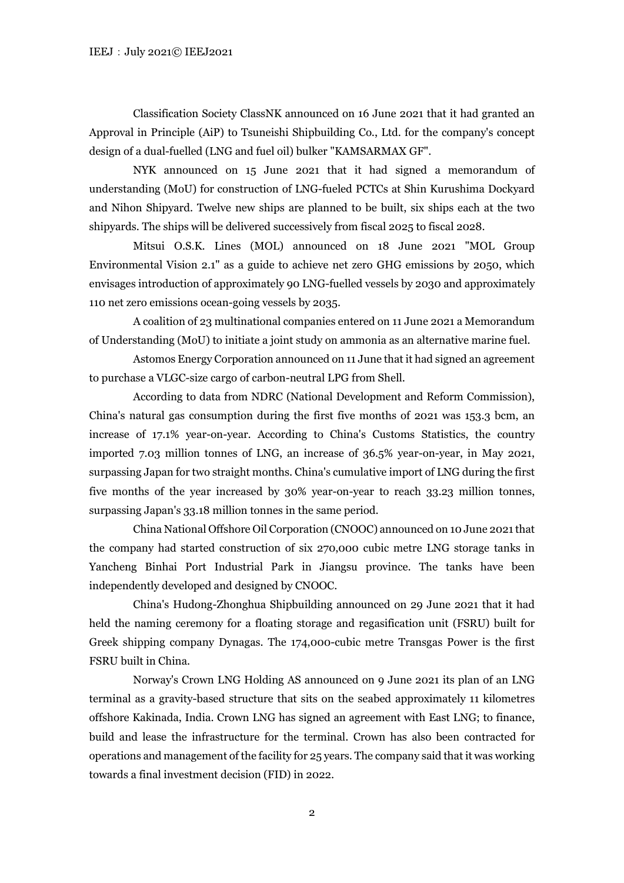Classification Society ClassNK announced on 16 June 2021 that it had granted an Approval in Principle (AiP) to Tsuneishi Shipbuilding Co., Ltd. for the company's concept design of a dual-fuelled (LNG and fuel oil) bulker "KAMSARMAX GF".

NYK announced on 15 June 2021 that it had signed a memorandum of understanding (MoU) for construction of LNG-fueled PCTCs at Shin Kurushima Dockyard and Nihon Shipyard. Twelve new ships are planned to be built, six ships each at the two shipyards. The ships will be delivered successively from fiscal 2025 to fiscal 2028.

Mitsui O.S.K. Lines (MOL) announced on 18 June 2021 "MOL Group Environmental Vision 2.1" as a guide to achieve net zero GHG emissions by 2050, which envisages introduction of approximately 90 LNG-fuelled vessels by 2030 and approximately 110 net zero emissions ocean-going vessels by 2035.

A coalition of 23 multinational companies entered on 11 June 2021 a Memorandum of Understanding (MoU) to initiate a joint study on ammonia as an alternative marine fuel.

Astomos Energy Corporation announced on 11 June that it had signed an agreement to purchase a VLGC-size cargo of carbon-neutral LPG from Shell.

According to data from NDRC (National Development and Reform Commission), China's natural gas consumption during the first five months of 2021 was 153.3 bcm, an increase of 17.1% year-on-year. According to China's Customs Statistics, the country imported 7.03 million tonnes of LNG, an increase of 36.5% year-on-year, in May 2021, surpassing Japan for two straight months. China's cumulative import of LNG during the first five months of the year increased by 30% year-on-year to reach 33.23 million tonnes, surpassing Japan's 33.18 million tonnes in the same period.

China National Offshore Oil Corporation (CNOOC) announced on 10 June 2021 that the company had started construction of six 270,000 cubic metre LNG storage tanks in Yancheng Binhai Port Industrial Park in Jiangsu province. The tanks have been independently developed and designed by CNOOC.

China's Hudong-Zhonghua Shipbuilding announced on 29 June 2021 that it had held the naming ceremony for a floating storage and regasification unit (FSRU) built for Greek shipping company Dynagas. The 174,000-cubic metre Transgas Power is the first FSRU built in China.

Norway's Crown LNG Holding AS announced on 9 June 2021 its plan of an LNG terminal as a gravity-based structure that sits on the seabed approximately 11 kilometres offshore Kakinada, India. Crown LNG has signed an agreement with East LNG; to finance, build and lease the infrastructure for the terminal. Crown has also been contracted for operations and management of the facility for 25 years. The company said that it was working towards a final investment decision (FID) in 2022.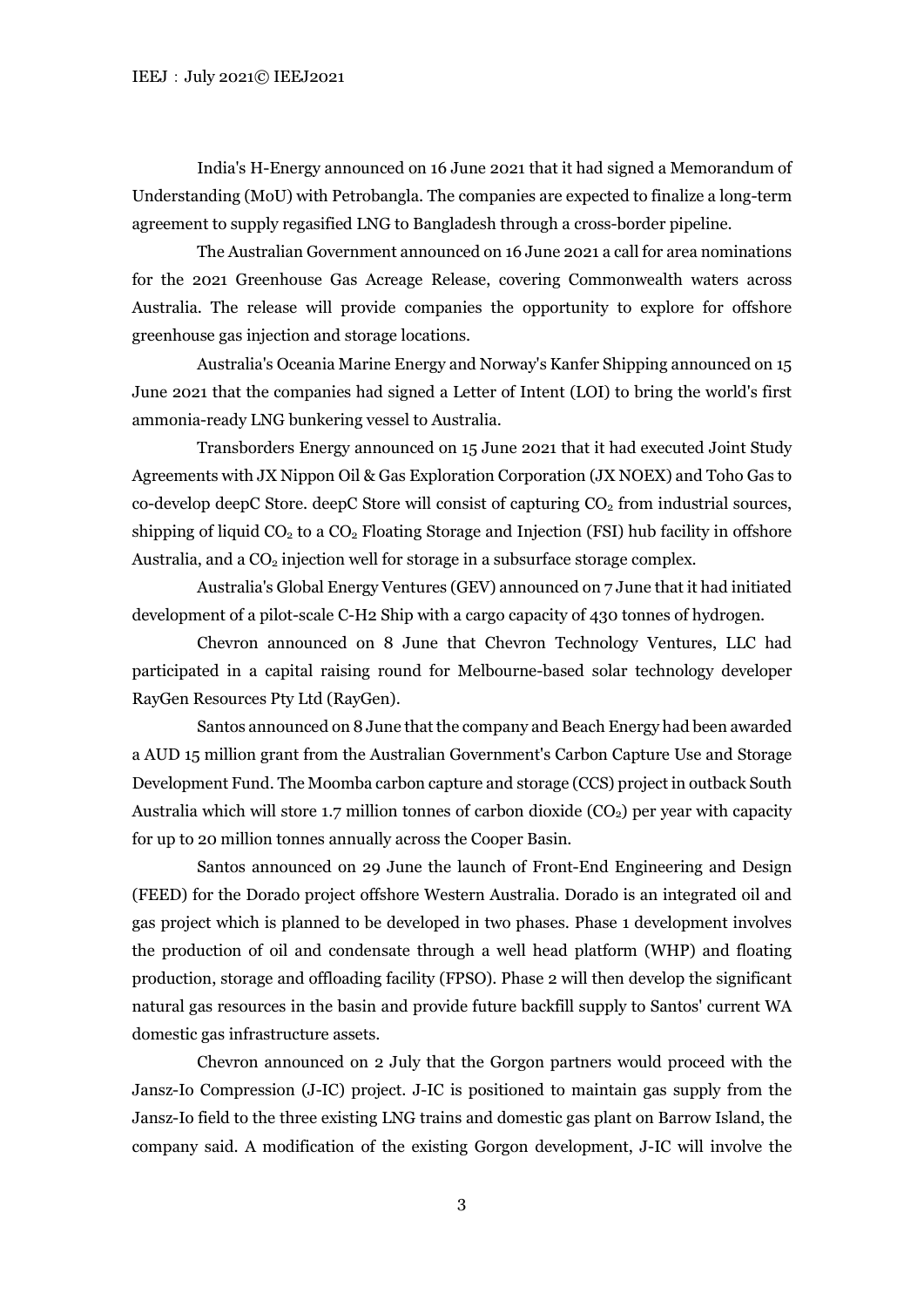India's H-Energy announced on 16 June 2021 that it had signed a Memorandum of Understanding (MoU) with Petrobangla. The companies are expected to finalize a long-term agreement to supply regasified LNG to Bangladesh through a cross-border pipeline.

The Australian Government announced on 16 June 2021 a call for area nominations for the 2021 Greenhouse Gas Acreage Release, covering Commonwealth waters across Australia. The release will provide companies the opportunity to explore for offshore greenhouse gas injection and storage locations.

Australia's Oceania Marine Energy and Norway's Kanfer Shipping announced on 15 June 2021 that the companies had signed a Letter of Intent (LOI) to bring the world's first ammonia-ready LNG bunkering vessel to Australia.

Transborders Energy announced on 15 June 2021 that it had executed Joint Study Agreements with JX Nippon Oil & Gas Exploration Corporation (JX NOEX) and Toho Gas to co-develop deepC Store. deepC Store will consist of capturing $CO_2$ from industrial sources, shipping of liquid $CO_2$ to a $CO_2$ Floating Storage and Injection (FSI) hub facility in offshore Australia, and a $CO_2$ injection well for storage in a subsurface storage complex.

Australia's Global Energy Ventures (GEV) announced on 7 June that it had initiated development of a pilot-scale C-H2 Ship with a cargo capacity of 430 tonnes of hydrogen.

Chevron announced on 8 June that Chevron Technology Ventures, LLC had participated in a capital raising round for Melbourne-based solar technology developer RayGen Resources Pty Ltd (RayGen).

Santos announced on 8 June that the company and Beach Energy had been awarded a AUD 15 million grant from the Australian Government's Carbon Capture Use and Storage Development Fund. The Moomba carbon capture and storage (CCS) project in outback South Australia which will store 1.7 million tonnes of carbon dioxide ($CO_2$) per year with capacity for up to 20 million tonnes annually across the Cooper Basin.

Santos announced on 29 June the launch of Front-End Engineering and Design (FEED) for the Dorado project offshore Western Australia. Dorado is an integrated oil and gas project which is planned to be developed in two phases. Phase 1 development involves the production of oil and condensate through a well head platform (WHP) and floating production, storage and offloading facility (FPSO). Phase 2 will then develop the significant natural gas resources in the basin and provide future backfill supply to Santos' current WA domestic gas infrastructure assets.

Chevron announced on 2 July that the Gorgon partners would proceed with the Jansz-Io Compression (J-IC) project. J-IC is positioned to maintain gas supply from the Jansz-Io field to the three existing LNG trains and domestic gas plant on Barrow Island, the company said. A modification of the existing Gorgon development, J-IC will involve the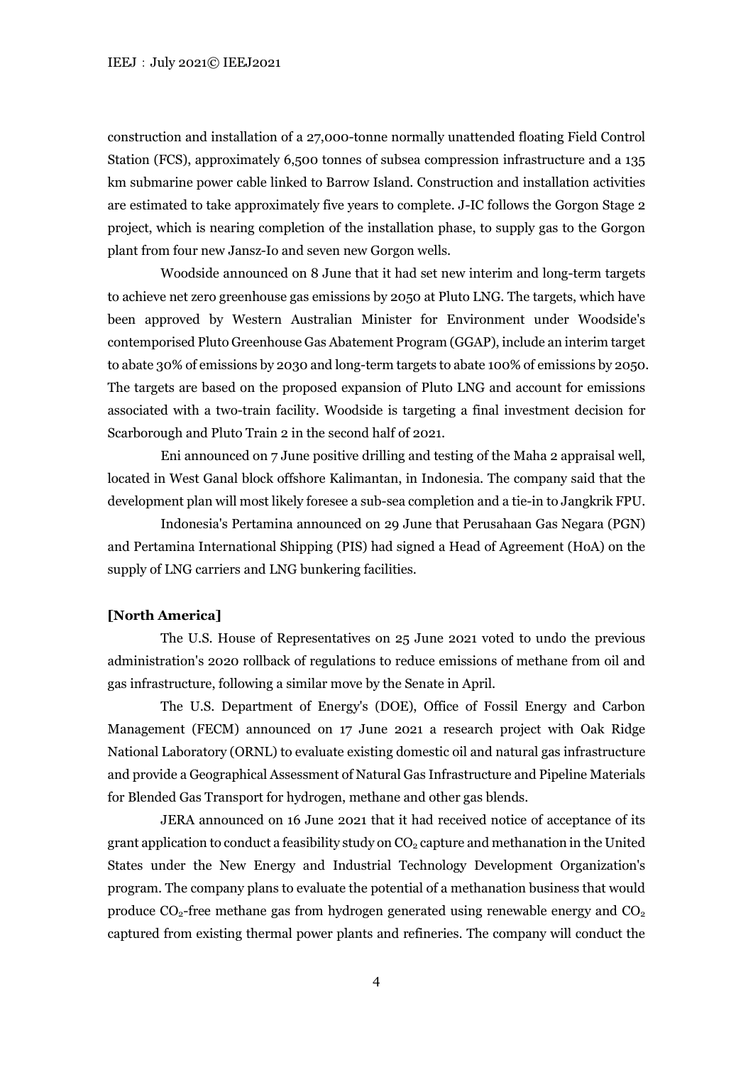construction and installation of a 27,000-tonne normally unattended floating Field Control Station (FCS), approximately 6,500 tonnes of subsea compression infrastructure and a 135 km submarine power cable linked to Barrow Island. Construction and installation activities are estimated to take approximately five years to complete. J-IC follows the Gorgon Stage 2 project, which is nearing completion of the installation phase, to supply gas to the Gorgon plant from four new Jansz-Io and seven new Gorgon wells.

Woodside announced on 8 June that it had set new interim and long-term targets to achieve net zero greenhouse gas emissions by 2050 at Pluto LNG. The targets, which have been approved by Western Australian Minister for Environment under Woodside's contemporised Pluto Greenhouse Gas Abatement Program (GGAP), include an interim target to abate 30% of emissions by 2030 and long-term targets to abate 100% of emissions by 2050. The targets are based on the proposed expansion of Pluto LNG and account for emissions associated with a two-train facility. Woodside is targeting a final investment decision for Scarborough and Pluto Train 2 in the second half of 2021.

Eni announced on 7 June positive drilling and testing of the Maha 2 appraisal well, located in West Ganal block offshore Kalimantan, in Indonesia. The company said that the development plan will most likely foresee a sub-sea completion and a tie-in to Jangkrik FPU.

Indonesia's Pertamina announced on 29 June that Perusahaan Gas Negara (PGN) and Pertamina International Shipping (PIS) had signed a Head of Agreement (HoA) on the supply of LNG carriers and LNG bunkering facilities.

**[North America]**

The U.S. House of Representatives on 25 June 2021 voted to undo the previous administration's 2020 rollback of regulations to reduce emissions of methane from oil and gas infrastructure, following a similar move by the Senate in April.

The U.S. Department of Energy's (DOE), Office of Fossil Energy and Carbon Management (FECM) announced on 17 June 2021 a research project with Oak Ridge National Laboratory (ORNL) to evaluate existing domestic oil and natural gas infrastructure and provide a Geographical Assessment of Natural Gas Infrastructure and Pipeline Materials for Blended Gas Transport for hydrogen, methane and other gas blends.

JERA announced on 16 June 2021 that it had received notice of acceptance of its grant application to conduct a feasibility study on $CO_2$ capture and methanation in the United States under the New Energy and Industrial Technology Development Organization's program. The company plans to evaluate the potential of a methanation business that would produce $CO_2$-free methane gas from hydrogen generated using renewable energy and $CO_2$ captured from existing thermal power plants and refineries. The company will conduct the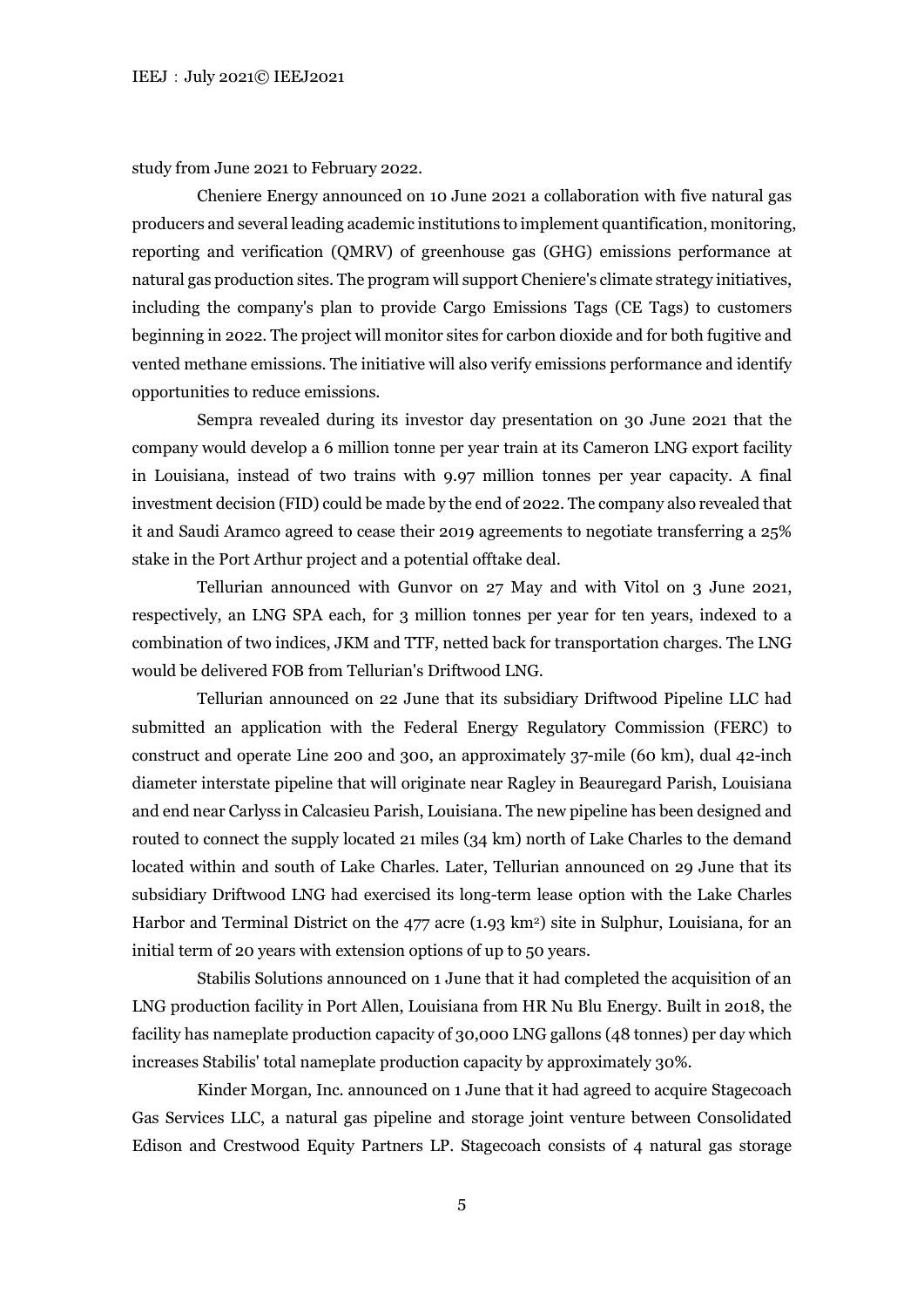study from June 2021 to February 2022.

Cheniere Energy announced on 10 June 2021 a collaboration with five natural gas producers and several leading academic institutions to implement quantification, monitoring, reporting and verification (QMRV) of greenhouse gas (GHG) emissions performance at natural gas production sites. The program will support Cheniere's climate strategy initiatives, including the company's plan to provide Cargo Emissions Tags (CE Tags) to customers beginning in 2022. The project will monitor sites for carbon dioxide and for both fugitive and vented methane emissions. The initiative will also verify emissions performance and identify opportunities to reduce emissions.

Sempra revealed during its investor day presentation on 30 June 2021 that the company would develop a 6 million tonne per year train at its Cameron LNG export facility in Louisiana, instead of two trains with 9.97 million tonnes per year capacity. A final investment decision (FID) could be made by the end of 2022. The company also revealed that it and Saudi Aramco agreed to cease their 2019 agreements to negotiate transferring a 25% stake in the Port Arthur project and a potential offtake deal.

Tellurian announced with Gunvor on 27 May and with Vitol on 3 June 2021, respectively, an LNG SPA each, for 3 million tonnes per year for ten years, indexed to a combination of two indices, JKM and TTF, netted back for transportation charges. The LNG would be delivered FOB from Tellurian's Driftwood LNG.

Tellurian announced on 22 June that its subsidiary Driftwood Pipeline LLC had submitted an application with the Federal Energy Regulatory Commission (FERC) to construct and operate Line 200 and 300, an approximately 37-mile (60 km), dual 42-inch diameter interstate pipeline that will originate near Ragley in Beauregard Parish, Louisiana and end near Carlyss in Calcasieu Parish, Louisiana. The new pipeline has been designed and routed to connect the supply located 21 miles (34 km) north of Lake Charles to the demand located within and south of Lake Charles. Later, Tellurian announced on 29 June that its subsidiary Driftwood LNG had exercised its long-term lease option with the Lake Charles Harbor and Terminal District on the 477 acre (1.93 $km^2$) site in Sulphur, Louisiana, for an initial term of 20 years with extension options of up to 50 years.

Stabilis Solutions announced on 1 June that it had completed the acquisition of an LNG production facility in Port Allen, Louisiana from HR Nu Blu Energy. Built in 2018, the facility has nameplate production capacity of 30,000 LNG gallons (48 tonnes) per day which increases Stabilis' total nameplate production capacity by approximately 30%.

Kinder Morgan, Inc. announced on 1 June that it had agreed to acquire Stagecoach Gas Services LLC, a natural gas pipeline and storage joint venture between Consolidated Edison and Crestwood Equity Partners LP. Stagecoach consists of 4 natural gas storage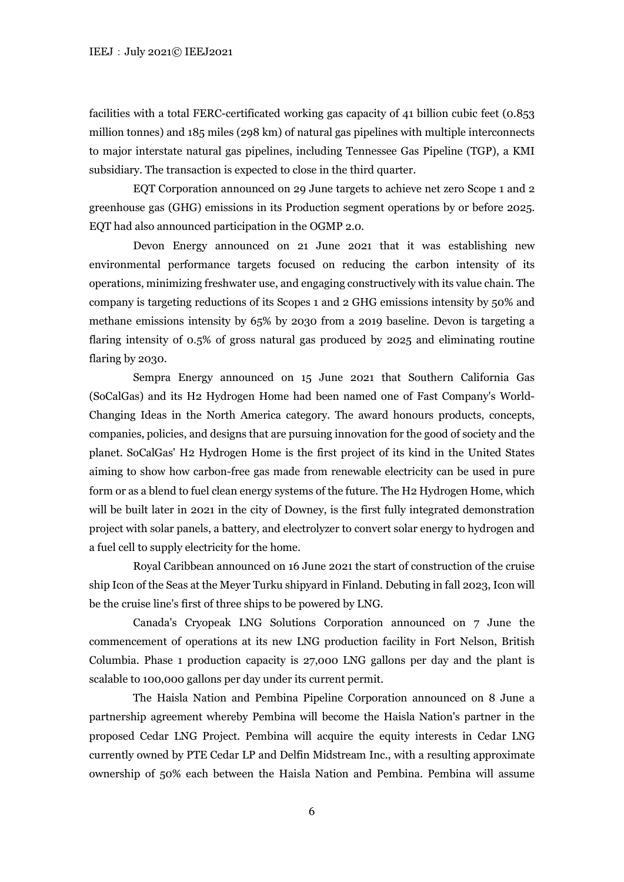facilities with a total FERC-certificated working gas capacity of 41 billion cubic feet (0.853 million tonnes) and 185 miles (298 km) of natural gas pipelines with multiple interconnects to major interstate natural gas pipelines, including Tennessee Gas Pipeline (TGP), a KMI subsidiary. The transaction is expected to close in the third quarter.

EQT Corporation announced on 29 June targets to achieve net zero Scope 1 and 2 greenhouse gas (GHG) emissions in its Production segment operations by or before 2025. EQT had also announced participation in the OGMP 2.0.

Devon Energy announced on 21 June 2021 that it was establishing new environmental performance targets focused on reducing the carbon intensity of its operations, minimizing freshwater use, and engaging constructively with its value chain. The company is targeting reductions of its Scopes 1 and 2 GHG emissions intensity by 50% and methane emissions intensity by 65% by 2030 from a 2019 baseline. Devon is targeting a flaring intensity of 0.5% of gross natural gas produced by 2025 and eliminating routine flaring by 2030.

Sempra Energy announced on 15 June 2021 that Southern California Gas (SoCalGas) and its H2 Hydrogen Home had been named one of Fast Company's World-Changing Ideas in the North America category. The award honours products, concepts, companies, policies, and designs that are pursuing innovation for the good of society and the planet. SoCalGas' H2 Hydrogen Home is the first project of its kind in the United States aiming to show how carbon-free gas made from renewable electricity can be used in pure form or as a blend to fuel clean energy systems of the future. The H2 Hydrogen Home, which will be built later in 2021 in the city of Downey, is the first fully integrated demonstration project with solar panels, a battery, and electrolyzer to convert solar energy to hydrogen and a fuel cell to supply electricity for the home.

Royal Caribbean announced on 16 June 2021 the start of construction of the cruise ship Icon of the Seas at the Meyer Turku shipyard in Finland. Debuting in fall 2023, Icon will be the cruise line's first of three ships to be powered by LNG.

Canada's Cryopeak LNG Solutions Corporation announced on 7 June the commencement of operations at its new LNG production facility in Fort Nelson, British Columbia. Phase 1 production capacity is 27,000 LNG gallons per day and the plant is scalable to 100,000 gallons per day under its current permit.

The Haisla Nation and Pembina Pipeline Corporation announced on 8 June a partnership agreement whereby Pembina will become the Haisla Nation's partner in the proposed Cedar LNG Project. Pembina will acquire the equity interests in Cedar LNG currently owned by PTE Cedar LP and Delfin Midstream Inc., with a resulting approximate ownership of 50% each between the Haisla Nation and Pembina. Pembina will assume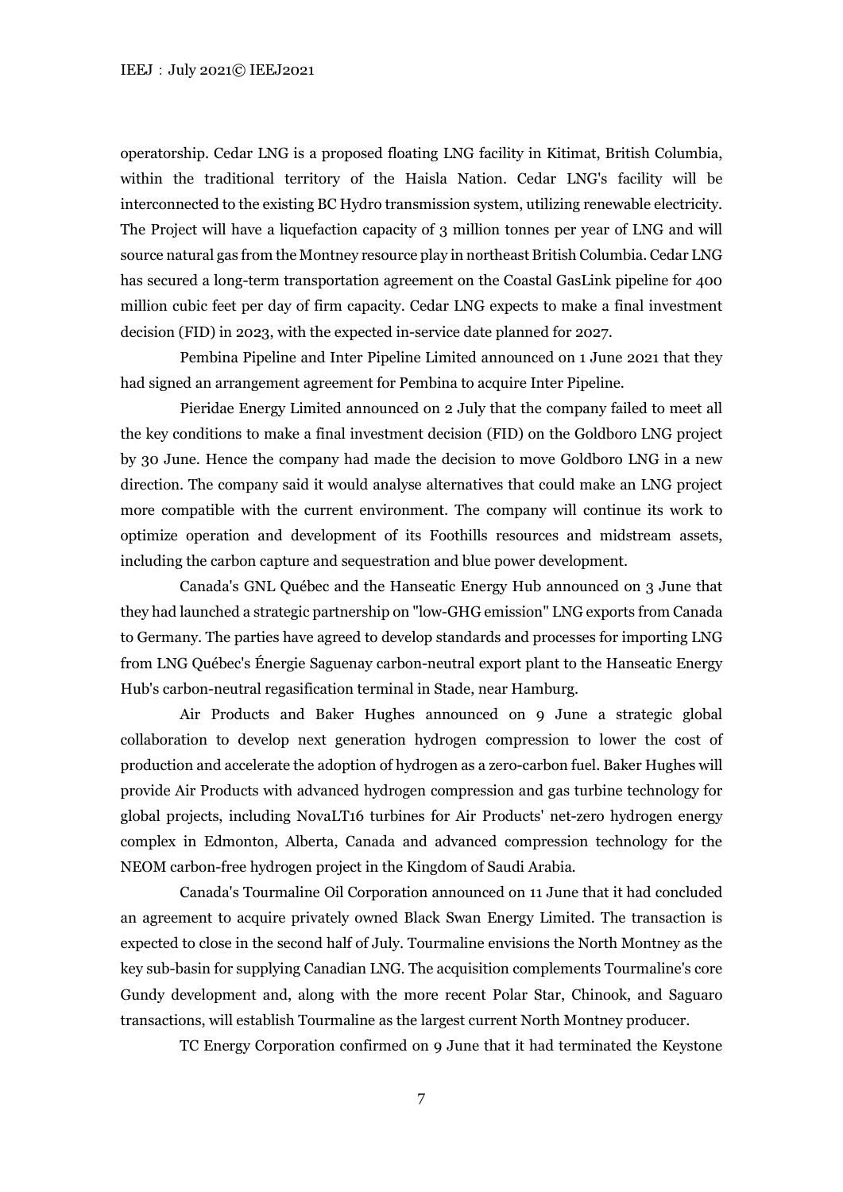operatorship. Cedar LNG is a proposed floating LNG facility in Kitimat, British Columbia, within the traditional territory of the Haisla Nation. Cedar LNG's facility will be interconnected to the existing BC Hydro transmission system, utilizing renewable electricity. The Project will have a liquefaction capacity of 3 million tonnes per year of LNG and will source natural gas from the Montney resource play in northeast British Columbia. Cedar LNG has secured a long-term transportation agreement on the Coastal GasLink pipeline for 400 million cubic feet per day of firm capacity. Cedar LNG expects to make a final investment decision (FID) in 2023, with the expected in-service date planned for 2027.

Pembina Pipeline and Inter Pipeline Limited announced on 1 June 2021 that they had signed an arrangement agreement for Pembina to acquire Inter Pipeline.

Pieridae Energy Limited announced on 2 July that the company failed to meet all the key conditions to make a final investment decision (FID) on the Goldboro LNG project by 30 June. Hence the company had made the decision to move Goldboro LNG in a new direction. The company said it would analyse alternatives that could make an LNG project more compatible with the current environment. The company will continue its work to optimize operation and development of its Foothills resources and midstream assets, including the carbon capture and sequestration and blue power development.

Canada's GNL Québec and the Hanseatic Energy Hub announced on 3 June that they had launched a strategic partnership on "low-GHG emission" LNG exports from Canada to Germany. The parties have agreed to develop standards and processes for importing LNG from LNG Québec's Énergie Saguenay carbon-neutral export plant to the Hanseatic Energy Hub's carbon-neutral regasification terminal in Stade, near Hamburg.

Air Products and Baker Hughes announced on 9 June a strategic global collaboration to develop next generation hydrogen compression to lower the cost of production and accelerate the adoption of hydrogen as a zero-carbon fuel. Baker Hughes will provide Air Products with advanced hydrogen compression and gas turbine technology for global projects, including NovaLT16 turbines for Air Products' net-zero hydrogen energy complex in Edmonton, Alberta, Canada and advanced compression technology for the NEOM carbon-free hydrogen project in the Kingdom of Saudi Arabia.

Canada's Tourmaline Oil Corporation announced on 11 June that it had concluded an agreement to acquire privately owned Black Swan Energy Limited. The transaction is expected to close in the second half of July. Tourmaline envisions the North Montney as the key sub-basin for supplying Canadian LNG. The acquisition complements Tourmaline's core Gundy development and, along with the more recent Polar Star, Chinook, and Saguaro transactions, will establish Tourmaline as the largest current North Montney producer.

TC Energy Corporation confirmed on 9 June that it had terminated the Keystone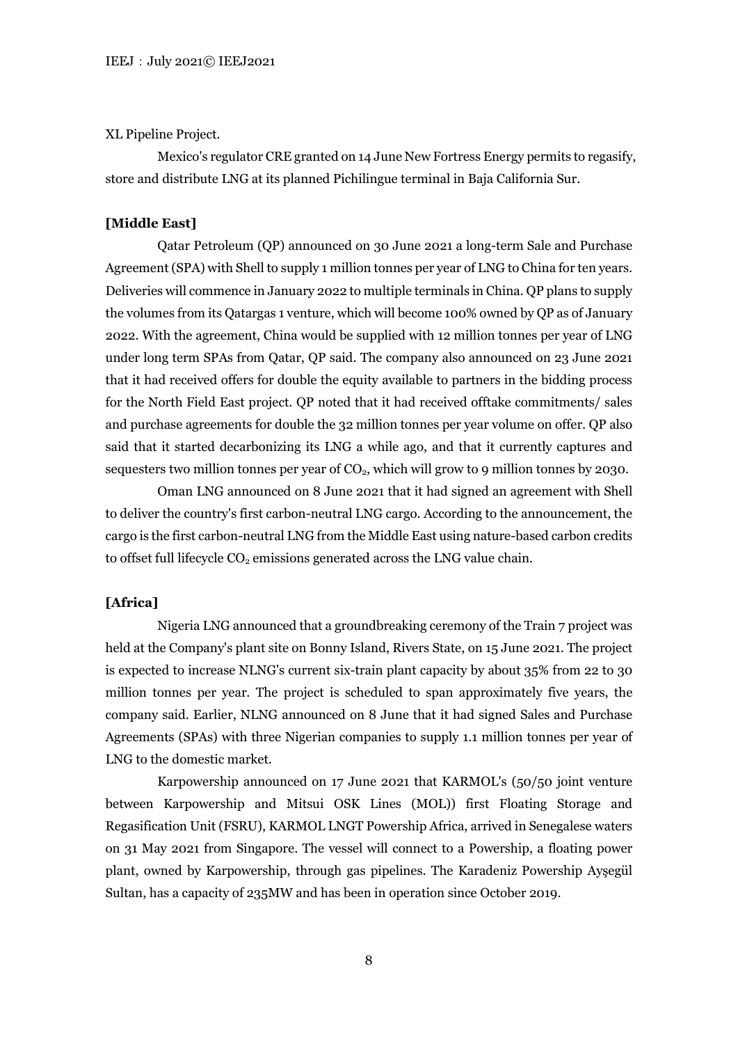XL Pipeline Project.

Mexico's regulator CRE granted on 14 June New Fortress Energy permits to regasify, store and distribute LNG at its planned Pichilingue terminal in Baja California Sur.

**[Middle East]**

Qatar Petroleum (QP) announced on 30 June 2021 a long-term Sale and Purchase Agreement (SPA) with Shell to supply 1 million tonnes per year of LNG to China for ten years. Deliveries will commence in January 2022 to multiple terminals in China. QP plans to supply the volumes from its Qatargas 1 venture, which will become 100% owned by QP as of January 2022. With the agreement, China would be supplied with 12 million tonnes per year of LNG under long term SPAs from Qatar, QP said. The company also announced on 23 June 2021 that it had received offers for double the equity available to partners in the bidding process for the North Field East project. QP noted that it had received offtake commitments/ sales and purchase agreements for double the 32 million tonnes per year volume on offer. QP also said that it started decarbonizing its LNG a while ago, and that it currently captures and sequesters two million tonnes per year of $CO_2$, which will grow to 9 million tonnes by 2030.

Oman LNG announced on 8 June 2021 that it had signed an agreement with Shell to deliver the country's first carbon-neutral LNG cargo. According to the announcement, the cargo is the first carbon-neutral LNG from the Middle East using nature-based carbon credits to offset full lifecycle $CO_2$ emissions generated across the LNG value chain.

**[Africa]**

Nigeria LNG announced that a groundbreaking ceremony of the Train 7 project was held at the Company's plant site on Bonny Island, Rivers State, on 15 June 2021. The project is expected to increase NLNG's current six-train plant capacity by about 35% from 22 to 30 million tonnes per year. The project is scheduled to span approximately five years, the company said. Earlier, NLNG announced on 8 June that it had signed Sales and Purchase Agreements (SPAs) with three Nigerian companies to supply 1.1 million tonnes per year of LNG to the domestic market.

Karpowership announced on 17 June 2021 that KARMOL's (50/50 joint venture between Karpowership and Mitsui OSK Lines (MOL)) first Floating Storage and Regasification Unit (FSRU), KARMOL LNGT Powership Africa, arrived in Senegalese waters on 31 May 2021 from Singapore. The vessel will connect to a Powership, a floating power plant, owned by Karpowership, through gas pipelines. The Karadeniz Powership Ayşegül Sultan, has a capacity of 235MW and has been in operation since October 2019.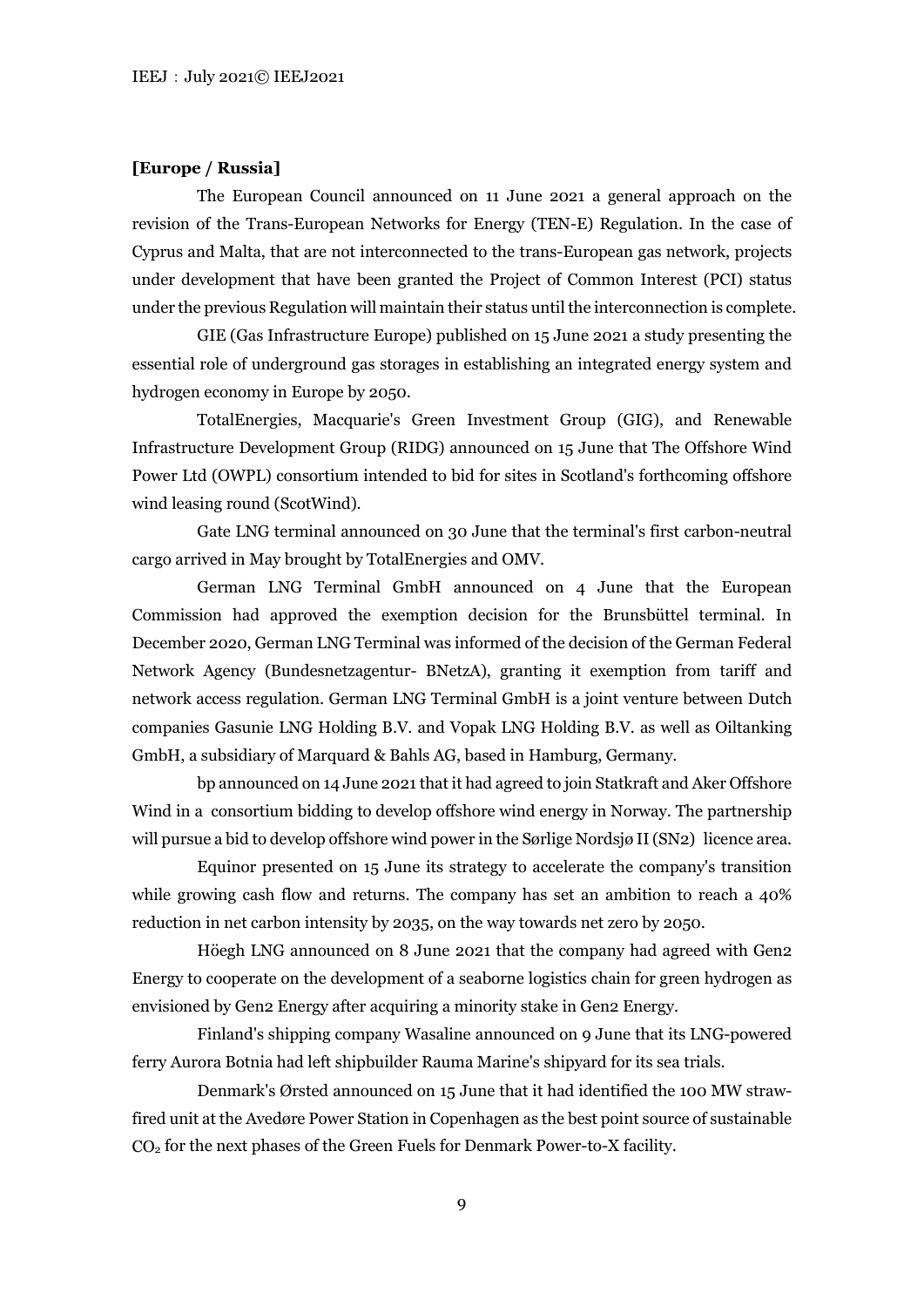**[Europe / Russia]**

The European Council announced on 11 June 2021 a general approach on the revision of the Trans-European Networks for Energy (TEN-E) Regulation. In the case of Cyprus and Malta, that are not interconnected to the trans-European gas network, projects under development that have been granted the Project of Common Interest (PCI) status under the previous Regulation will maintain their status until the interconnection is complete.

GIE (Gas Infrastructure Europe) published on 15 June 2021 a study presenting the essential role of underground gas storages in establishing an integrated energy system and hydrogen economy in Europe by 2050.

TotalEnergies, Macquarie's Green Investment Group (GIG), and Renewable Infrastructure Development Group (RIDG) announced on 15 June that The Offshore Wind Power Ltd (OWPL) consortium intended to bid for sites in Scotland's forthcoming offshore wind leasing round (ScotWind).

Gate LNG terminal announced on 30 June that the terminal's first carbon-neutral cargo arrived in May brought by TotalEnergies and OMV.

German LNG Terminal GmbH announced on 4 June that the European Commission had approved the exemption decision for the Brunsbüttel terminal. In December 2020, German LNG Terminal was informed of the decision of the German Federal Network Agency (Bundesnetzagentur- BNetzA), granting it exemption from tariff and network access regulation. German LNG Terminal GmbH is a joint venture between Dutch companies Gasunie LNG Holding B.V. and Vopak LNG Holding B.V. as well as Oiltanking GmbH, a subsidiary of Marquard & Bahls AG, based in Hamburg, Germany.

bp announced on 14 June 2021 that it had agreed to join Statkraft and Aker Offshore Wind in a consortium bidding to develop offshore wind energy in Norway. The partnership will pursue a bid to develop offshore wind power in the Sørlige Nordsjø II (SN2) licence area.

Equinor presented on 15 June its strategy to accelerate the company's transition while growing cash flow and returns. The company has set an ambition to reach a 40% reduction in net carbon intensity by 2035, on the way towards net zero by 2050.

Höegh LNG announced on 8 June 2021 that the company had agreed with Gen2 Energy to cooperate on the development of a seaborne logistics chain for green hydrogen as envisioned by Gen2 Energy after acquiring a minority stake in Gen2 Energy.

Finland's shipping company Wasaline announced on 9 June that its LNG-powered ferry Aurora Botnia had left shipbuilder Rauma Marine's shipyard for its sea trials.

Denmark's Ørsted announced on 15 June that it had identified the 100 MW straw-fired unit at the Avedøre Power Station in Copenhagen as the best point source of sustainable $CO_2$ for the next phases of the Green Fuels for Denmark Power-to-X facility.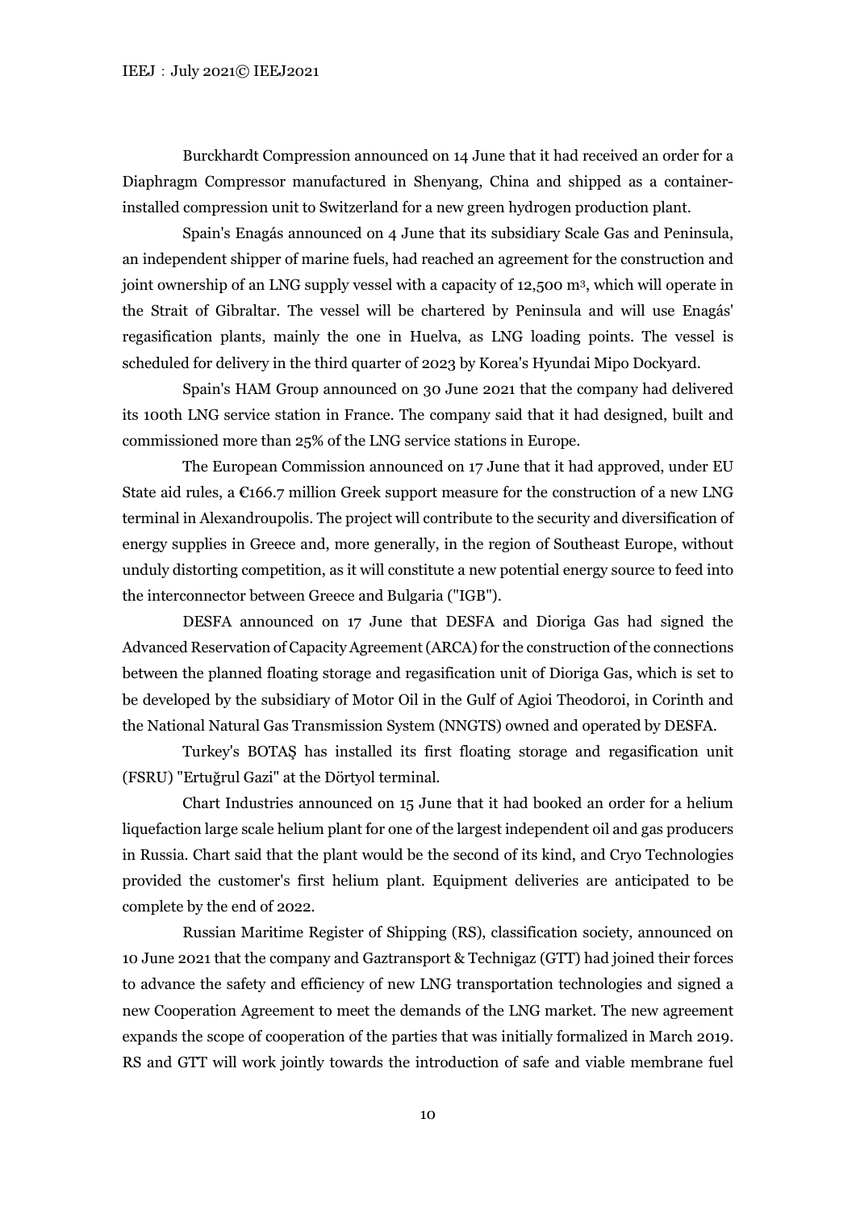Burckhardt Compression announced on 14 June that it had received an order for a Diaphragm Compressor manufactured in Shenyang, China and shipped as a container-installed compression unit to Switzerland for a new green hydrogen production plant.

Spain's Enagás announced on 4 June that its subsidiary Scale Gas and Peninsula, an independent shipper of marine fuels, had reached an agreement for the construction and joint ownership of an LNG supply vessel with a capacity of 12,500 $m^3$, which will operate in the Strait of Gibraltar. The vessel will be chartered by Peninsula and will use Enagás' regasification plants, mainly the one in Huelva, as LNG loading points. The vessel is scheduled for delivery in the third quarter of 2023 by Korea's Hyundai Mipo Dockyard.

Spain's HAM Group announced on 30 June 2021 that the company had delivered its 100th LNG service station in France. The company said that it had designed, built and commissioned more than 25% of the LNG service stations in Europe.

The European Commission announced on 17 June that it had approved, under EU State aid rules, a €166.7 million Greek support measure for the construction of a new LNG terminal in Alexandroupolis. The project will contribute to the security and diversification of energy supplies in Greece and, more generally, in the region of Southeast Europe, without unduly distorting competition, as it will constitute a new potential energy source to feed into the interconnector between Greece and Bulgaria ("IGB").

DESFA announced on 17 June that DESFA and Dioriga Gas had signed the Advanced Reservation of Capacity Agreement (ARCA) for the construction of the connections between the planned floating storage and regasification unit of Dioriga Gas, which is set to be developed by the subsidiary of Motor Oil in the Gulf of Agioi Theodoroi, in Corinth and the National Natural Gas Transmission System (NNGTS) owned and operated by DESFA.

Turkey's BOTAŞ has installed its first floating storage and regasification unit (FSRU) "Ertuğrul Gazi" at the Dörtyol terminal.

Chart Industries announced on 15 June that it had booked an order for a helium liquefaction large scale helium plant for one of the largest independent oil and gas producers in Russia. Chart said that the plant would be the second of its kind, and Cryo Technologies provided the customer's first helium plant. Equipment deliveries are anticipated to be complete by the end of 2022.

Russian Maritime Register of Shipping (RS), classification society, announced on 10 June 2021 that the company and Gaztransport & Technigaz (GTT) had joined their forces to advance the safety and efficiency of new LNG transportation technologies and signed a new Cooperation Agreement to meet the demands of the LNG market. The new agreement expands the scope of cooperation of the parties that was initially formalized in March 2019. RS and GTT will work jointly towards the introduction of safe and viable membrane fuel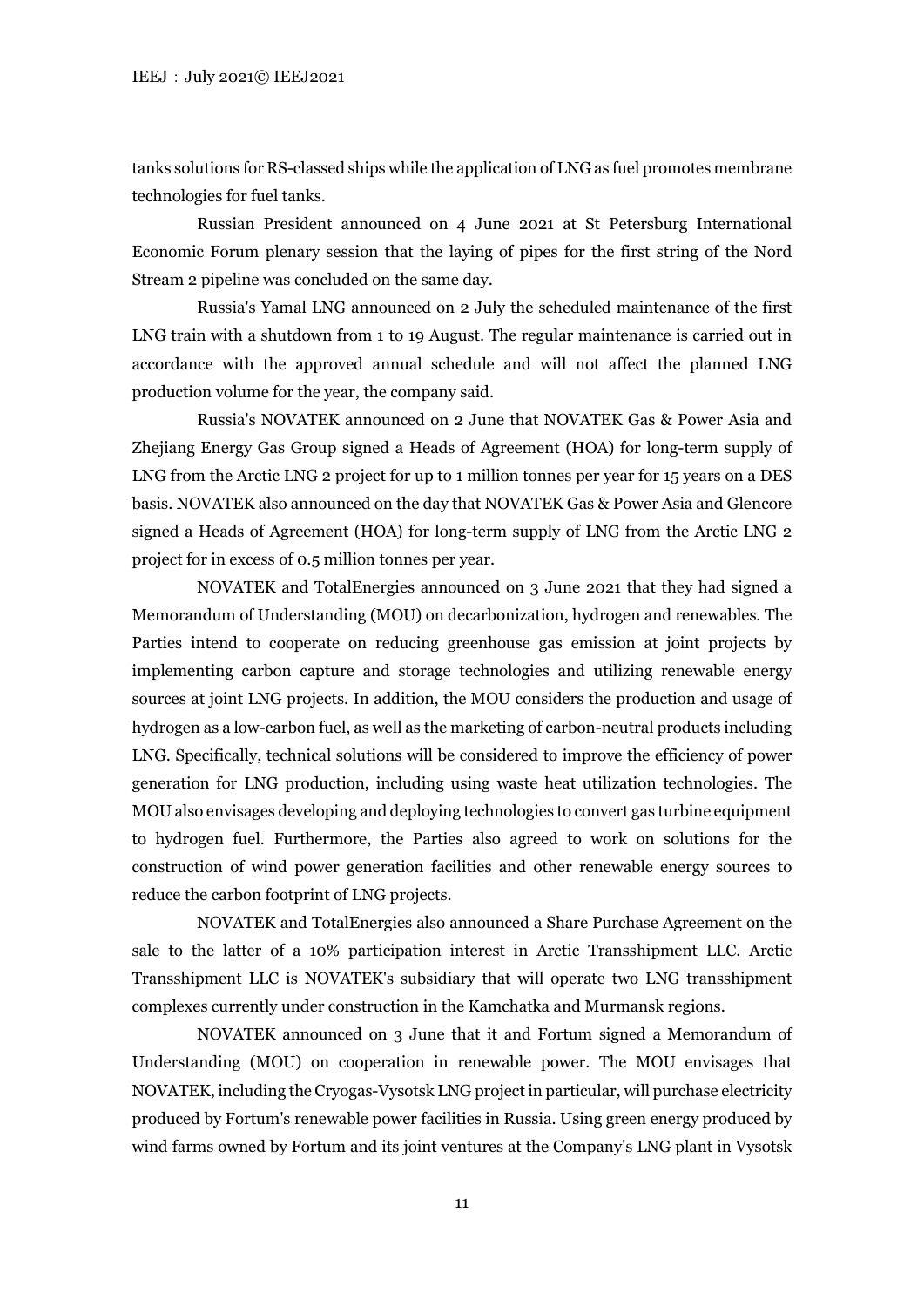tanks solutions for RS-classed ships while the application of LNG as fuel promotes membrane technologies for fuel tanks.

Russian President announced on 4 June 2021 at St Petersburg International Economic Forum plenary session that the laying of pipes for the first string of the Nord Stream 2 pipeline was concluded on the same day.

Russia's Yamal LNG announced on 2 July the scheduled maintenance of the first LNG train with a shutdown from 1 to 19 August. The regular maintenance is carried out in accordance with the approved annual schedule and will not affect the planned LNG production volume for the year, the company said.

Russia's NOVATEK announced on 2 June that NOVATEK Gas & Power Asia and Zhejiang Energy Gas Group signed a Heads of Agreement (HOA) for long-term supply of LNG from the Arctic LNG 2 project for up to 1 million tonnes per year for 15 years on a DES basis. NOVATEK also announced on the day that NOVATEK Gas & Power Asia and Glencore signed a Heads of Agreement (HOA) for long-term supply of LNG from the Arctic LNG 2 project for in excess of 0.5 million tonnes per year.

NOVATEK and TotalEnergies announced on 3 June 2021 that they had signed a Memorandum of Understanding (MOU) on decarbonization, hydrogen and renewables. The Parties intend to cooperate on reducing greenhouse gas emission at joint projects by implementing carbon capture and storage technologies and utilizing renewable energy sources at joint LNG projects. In addition, the MOU considers the production and usage of hydrogen as a low-carbon fuel, as well as the marketing of carbon-neutral products including LNG. Specifically, technical solutions will be considered to improve the efficiency of power generation for LNG production, including using waste heat utilization technologies. The MOU also envisages developing and deploying technologies to convert gas turbine equipment to hydrogen fuel. Furthermore, the Parties also agreed to work on solutions for the construction of wind power generation facilities and other renewable energy sources to reduce the carbon footprint of LNG projects.

NOVATEK and TotalEnergies also announced a Share Purchase Agreement on the sale to the latter of a 10% participation interest in Arctic Transshipment LLC. Arctic Transshipment LLC is NOVATEK's subsidiary that will operate two LNG transshipment complexes currently under construction in the Kamchatka and Murmansk regions.

NOVATEK announced on 3 June that it and Fortum signed a Memorandum of Understanding (MOU) on cooperation in renewable power. The MOU envisages that NOVATEK, including the Cryogas-Vysotsk LNG project in particular, will purchase electricity produced by Fortum's renewable power facilities in Russia. Using green energy produced by wind farms owned by Fortum and its joint ventures at the Company's LNG plant in Vysotsk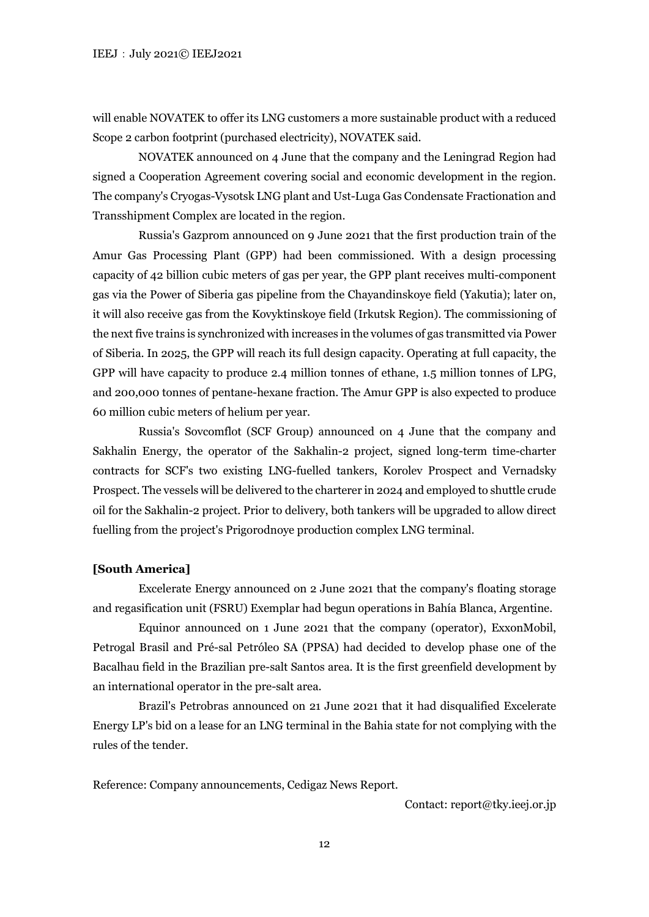will enable NOVATEK to offer its LNG customers a more sustainable product with a reduced Scope 2 carbon footprint (purchased electricity), NOVATEK said.

NOVATEK announced on 4 June that the company and the Leningrad Region had signed a Cooperation Agreement covering social and economic development in the region. The company's Cryogas-Vysotsk LNG plant and Ust-Luga Gas Condensate Fractionation and Transshipment Complex are located in the region.

Russia's Gazprom announced on 9 June 2021 that the first production train of the Amur Gas Processing Plant (GPP) had been commissioned. With a design processing capacity of 42 billion cubic meters of gas per year, the GPP plant receives multi-component gas via the Power of Siberia gas pipeline from the Chayandinskoye field (Yakutia); later on, it will also receive gas from the Kovyktinskoye field (Irkutsk Region). The commissioning of the next five trains is synchronized with increases in the volumes of gas transmitted via Power of Siberia. In 2025, the GPP will reach its full design capacity. Operating at full capacity, the GPP will have capacity to produce 2.4 million tonnes of ethane, 1.5 million tonnes of LPG, and 200,000 tonnes of pentane-hexane fraction. The Amur GPP is also expected to produce 60 million cubic meters of helium per year.

Russia's Sovcomflot (SCF Group) announced on 4 June that the company and Sakhalin Energy, the operator of the Sakhalin-2 project, signed long-term time-charter contracts for SCF's two existing LNG-fuelled tankers, Korolev Prospect and Vernadsky Prospect. The vessels will be delivered to the charterer in 2024 and employed to shuttle crude oil for the Sakhalin-2 project. Prior to delivery, both tankers will be upgraded to allow direct fuelling from the project's Prigorodnoye production complex LNG terminal.

**[South America]**

Excelerate Energy announced on 2 June 2021 that the company's floating storage and regasification unit (FSRU) Exemplar had begun operations in Bahía Blanca, Argentine.

Equinor announced on 1 June 2021 that the company (operator), ExxonMobil, Petrogal Brasil and Pré-sal Petróleo SA (PPSA) had decided to develop phase one of the Bacalhau field in the Brazilian pre-salt Santos area. It is the first greenfield development by an international operator in the pre-salt area.

Brazil's Petrobras announced on 21 June 2021 that it had disqualified Excelerate Energy LP's bid on a lease for an LNG terminal in the Bahia state for not complying with the rules of the tender.

Reference: Company announcements, Cedigaz News Report.

Contact: report@tky.ieej.or.jp